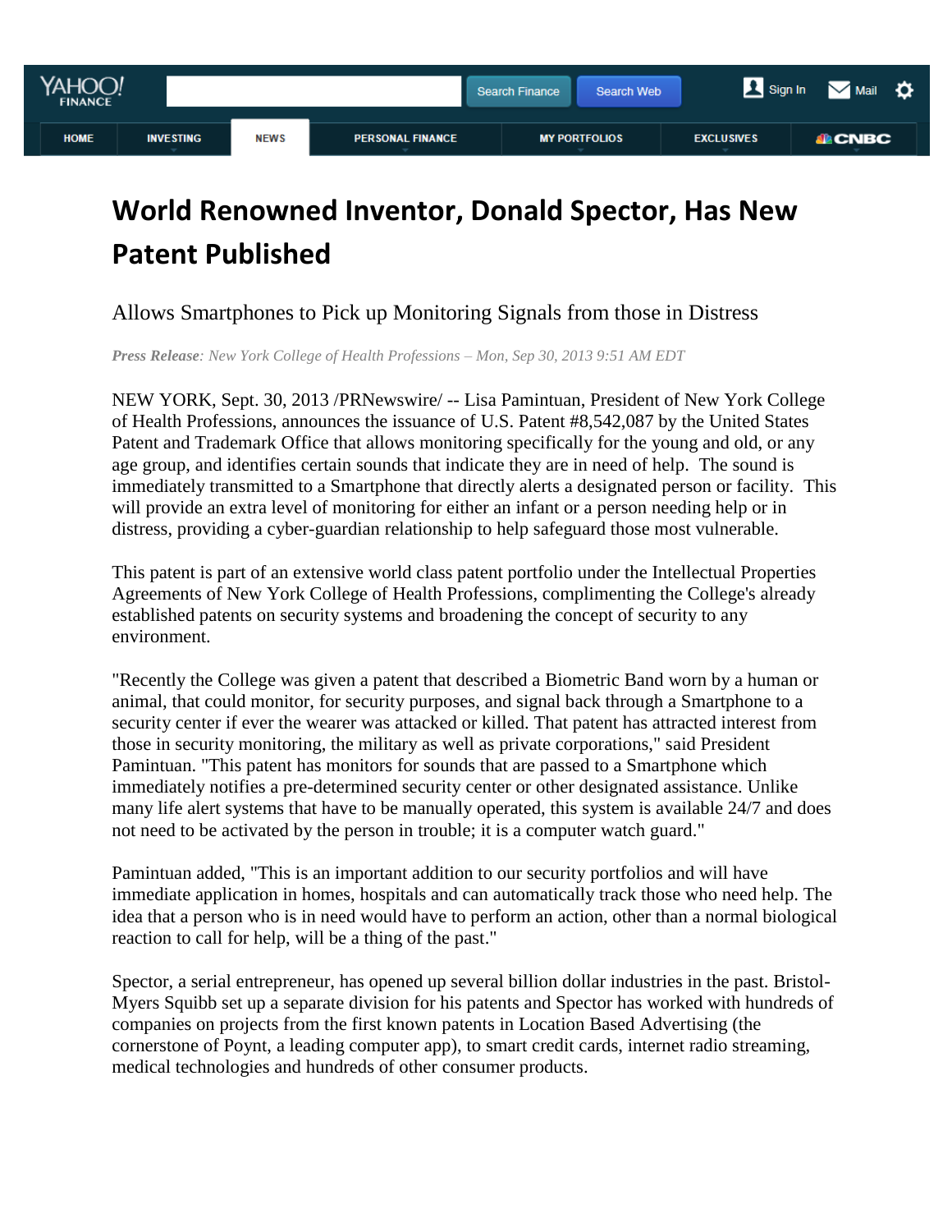# World Renowned Inventor, Donald Spector, Has New Patent Published

Allows Smartphones to Pick up Monitoring Signals from those in Distress

*__Press Release__: New York College of Health Professions – Mon, Sep 30, 2013 9:51 AM EDT*

NEW YORK, Sept. 30, 2013 /PRNewswire/ -- Lisa Pamintuan, President of New York College of Health Professions, announces the issuance of U.S. Patent #8,542,087 by the United States Patent and Trademark Office that allows monitoring specifically for the young and old, or any age group, and identifies certain sounds that indicate they are in need of help. The sound is immediately transmitted to a Smartphone that directly alerts a designated person or facility. This will provide an extra level of monitoring for either an infant or a person needing help or in distress, providing a cyber-guardian relationship to help safeguard those most vulnerable.

This patent is part of an extensive world class patent portfolio under the Intellectual Properties Agreements of New York College of Health Professions, complimenting the College's already established patents on security systems and broadening the concept of security to any environment.

"Recently the College was given a patent that described a Biometric Band worn by a human or animal, that could monitor, for security purposes, and signal back through a Smartphone to a security center if ever the wearer was attacked or killed. That patent has attracted interest from those in security monitoring, the military as well as private corporations," said President Pamintuan. "This patent has monitors for sounds that are passed to a Smartphone which immediately notifies a pre-determined security center or other designated assistance. Unlike many life alert systems that have to be manually operated, this system is available 24/7 and does not need to be activated by the person in trouble; it is a computer watch guard."

Pamintuan added, "This is an important addition to our security portfolios and will have immediate application in homes, hospitals and can automatically track those who need help. The idea that a person who is in need would have to perform an action, other than a normal biological reaction to call for help, will be a thing of the past."

Spector, a serial entrepreneur, has opened up several billion dollar industries in the past. Bristol-Myers Squibb set up a separate division for his patents and Spector has worked with hundreds of companies on projects from the first known patents in Location Based Advertising (the cornerstone of Poynt, a leading computer app), to smart credit cards, internet radio streaming, medical technologies and hundreds of other consumer products.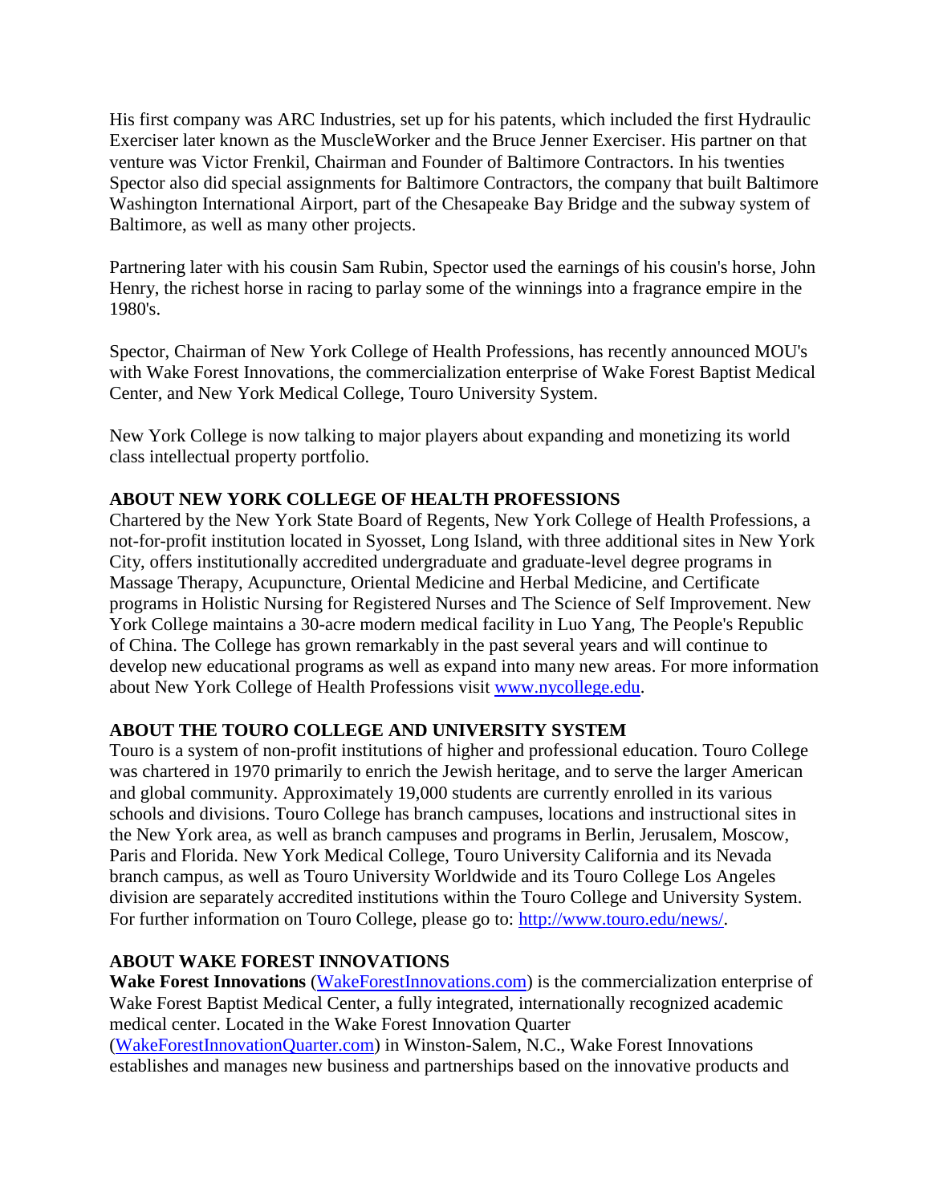His first company was ARC Industries, set up for his patents, which included the first Hydraulic Exerciser later known as the MuscleWorker and the Bruce Jenner Exerciser. His partner on that venture was Victor Frenkil, Chairman and Founder of Baltimore Contractors. In his twenties Spector also did special assignments for Baltimore Contractors, the company that built Baltimore Washington International Airport, part of the Chesapeake Bay Bridge and the subway system of Baltimore, as well as many other projects.

Partnering later with his cousin Sam Rubin, Spector used the earnings of his cousin's horse, John Henry, the richest horse in racing to parlay some of the winnings into a fragrance empire in the 1980's.

Spector, Chairman of New York College of Health Professions, has recently announced MOU's with Wake Forest Innovations, the commercialization enterprise of Wake Forest Baptist Medical Center, and New York Medical College, Touro University System.

New York College is now talking to major players about expanding and monetizing its world class intellectual property portfolio.

**ABOUT NEW YORK COLLEGE OF HEALTH PROFESSIONS**

Chartered by the New York State Board of Regents, New York College of Health Professions, a not-for-profit institution located in Syosset, Long Island, with three additional sites in New York City, offers institutionally accredited undergraduate and graduate-level degree programs in Massage Therapy, Acupuncture, Oriental Medicine and Herbal Medicine, and Certificate programs in Holistic Nursing for Registered Nurses and The Science of Self Improvement. New York College maintains a 30-acre modern medical facility in Luo Yang, The People's Republic of China. The College has grown remarkably in the past several years and will continue to develop new educational programs as well as expand into many new areas. For more information about New York College of Health Professions visit [www.nycollege.edu](www.nycollege.edu).

**ABOUT THE TOURO COLLEGE AND UNIVERSITY SYSTEM**

Touro is a system of non-profit institutions of higher and professional education. Touro College was chartered in 1970 primarily to enrich the Jewish heritage, and to serve the larger American and global community. Approximately 19,000 students are currently enrolled in its various schools and divisions. Touro College has branch campuses, locations and instructional sites in the New York area, as well as branch campuses and programs in Berlin, Jerusalem, Moscow, Paris and Florida. New York Medical College, Touro University California and its Nevada branch campus, as well as Touro University Worldwide and its Touro College Los Angeles division are separately accredited institutions within the Touro College and University System. For further information on Touro College, please go to: [http://www.touro.edu/news/](http://www.touro.edu/news/).

**ABOUT WAKE FOREST INNOVATIONS**

**Wake Forest Innovations** ([WakeForestInnovations.com](WakeForestInnovations.com)) is the commercialization enterprise of Wake Forest Baptist Medical Center, a fully integrated, internationally recognized academic medical center. Located in the Wake Forest Innovation Quarter ([WakeForestInnovationQuarter.com](WakeForestInnovationQuarter.com)) in Winston-Salem, N.C., Wake Forest Innovations establishes and manages new business and partnerships based on the innovative products and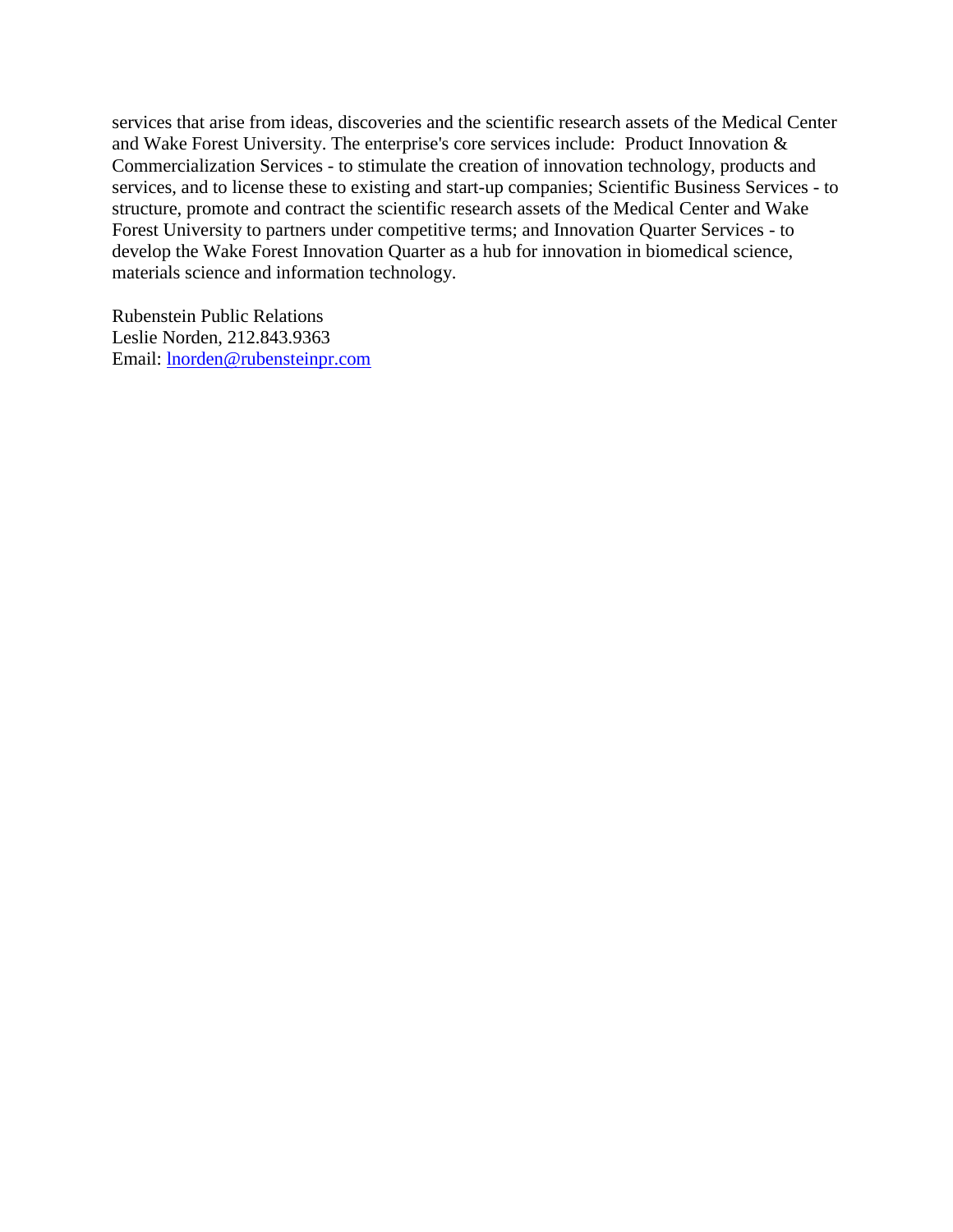services that arise from ideas, discoveries and the scientific research assets of the Medical Center and Wake Forest University. The enterprise's core services include: Product Innovation & Commercialization Services - to stimulate the creation of innovation technology, products and services, and to license these to existing and start-up companies; Scientific Business Services - to structure, promote and contract the scientific research assets of the Medical Center and Wake Forest University to partners under competitive terms; and Innovation Quarter Services - to develop the Wake Forest Innovation Quarter as a hub for innovation in biomedical science, materials science and information technology.

Rubenstein Public Relations
Leslie Norden, 212.843.9363
Email: lnorden@rubensteinpr.com